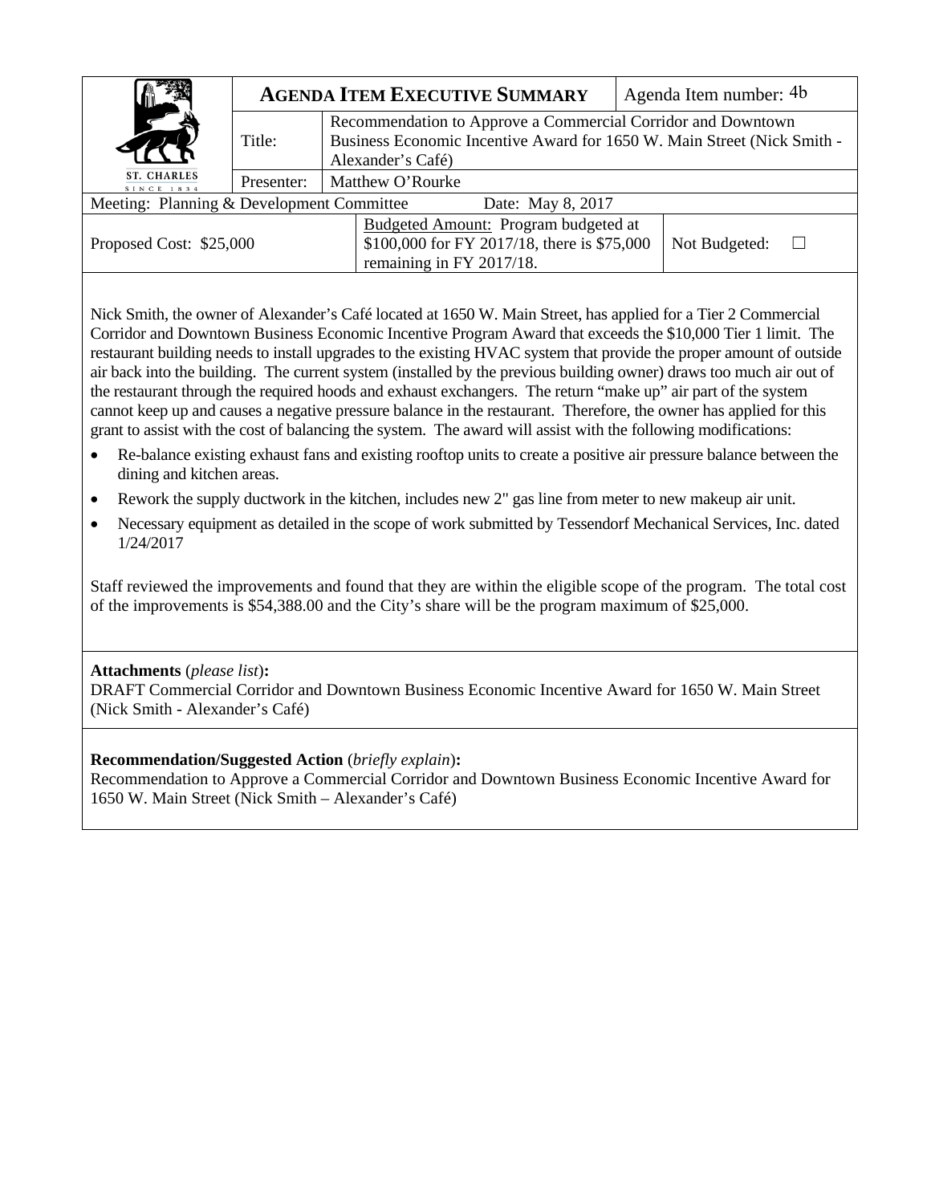| ST. CHARLES SINCE 1834 | **AGENDA ITEM EXECUTIVE SUMMARY** | | Agenda Item number: 4b |
| --- | --- | --- | --- |
| | Title: | Recommendation to Approve a Commercial Corridor and Downtown Business Economic Incentive Award for 1650 W. Main Street (Nick Smith - Alexander's Café) | |
| | Presenter: | Matthew O'Rourke | |

| Meeting: Planning & Development Committee | Date: May 8, 2017 | |
| --- | --- | --- |
| Proposed Cost: $25,000 | Budgeted Amount: Program budgeted at $100,000 for FY 2017/18, there is $75,000 remaining in FY 2017/18. | Not Budgeted: ☐ |

Nick Smith, the owner of Alexander's Café located at 1650 W. Main Street, has applied for a Tier 2 Commercial Corridor and Downtown Business Economic Incentive Program Award that exceeds the $10,000 Tier 1 limit. The restaurant building needs to install upgrades to the existing HVAC system that provide the proper amount of outside air back into the building. The current system (installed by the previous building owner) draws too much air out of the restaurant through the required hoods and exhaust exchangers. The return "make up" air part of the system cannot keep up and causes a negative pressure balance in the restaurant. Therefore, the owner has applied for this grant to assist with the cost of balancing the system. The award will assist with the following modifications:

- Re-balance existing exhaust fans and existing rooftop units to create a positive air pressure balance between the dining and kitchen areas.
- Rework the supply ductwork in the kitchen, includes new 2" gas line from meter to new makeup air unit.
- Necessary equipment as detailed in the scope of work submitted by Tessendorf Mechanical Services, Inc. dated 1/24/2017

Staff reviewed the improvements and found that they are within the eligible scope of the program. The total cost of the improvements is $54,388.00 and the City's share will be the program maximum of $25,000.

**Attachments** (*please list*)**:**
DRAFT Commercial Corridor and Downtown Business Economic Incentive Award for 1650 W. Main Street (Nick Smith - Alexander's Café)

**Recommendation/Suggested Action** (*briefly explain*)**:**
Recommendation to Approve a Commercial Corridor and Downtown Business Economic Incentive Award for 1650 W. Main Street (Nick Smith – Alexander's Café)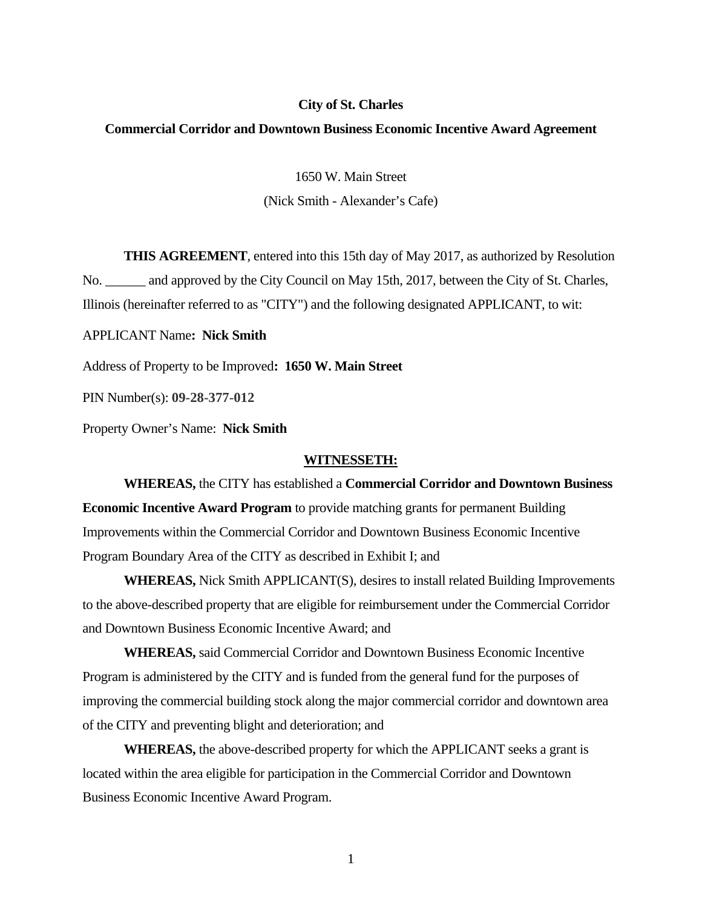**City of St. Charles**

**Commercial Corridor and Downtown Business Economic Incentive Award Agreement**

1650 W. Main Street

(Nick Smith - Alexander's Cafe)

**THIS AGREEMENT**, entered into this 15th day of May 2017, as authorized by Resolution No. ______ and approved by the City Council on May 15th, 2017, between the City of St. Charles, Illinois (hereinafter referred to as "CITY") and the following designated APPLICANT, to wit:

APPLICANT Name**: Nick Smith**

Address of Property to be Improved**: 1650 W. Main Street**

PIN Number(s): **09-28-377-012**

Property Owner's Name: **Nick Smith**

**WITNESSETH:**

**WHEREAS,** the CITY has established a **Commercial Corridor and Downtown Business Economic Incentive Award Program** to provide matching grants for permanent Building Improvements within the Commercial Corridor and Downtown Business Economic Incentive Program Boundary Area of the CITY as described in Exhibit I; and

**WHEREAS,** Nick Smith APPLICANT(S), desires to install related Building Improvements to the above-described property that are eligible for reimbursement under the Commercial Corridor and Downtown Business Economic Incentive Award; and

**WHEREAS,** said Commercial Corridor and Downtown Business Economic Incentive Program is administered by the CITY and is funded from the general fund for the purposes of improving the commercial building stock along the major commercial corridor and downtown area of the CITY and preventing blight and deterioration; and

**WHEREAS,** the above-described property for which the APPLICANT seeks a grant is located within the area eligible for participation in the Commercial Corridor and Downtown Business Economic Incentive Award Program.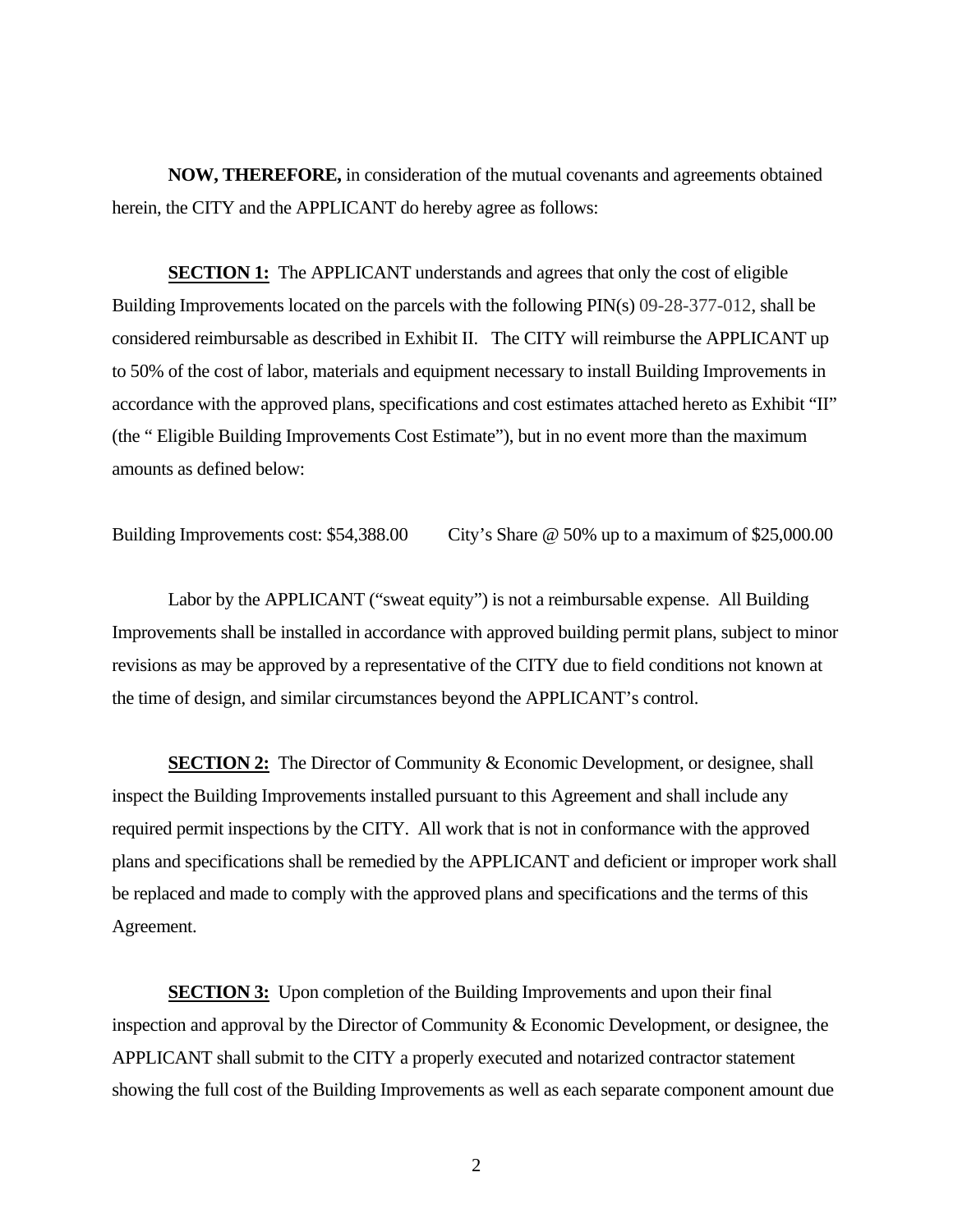**NOW, THEREFORE,** in consideration of the mutual covenants and agreements obtained herein, the CITY and the APPLICANT do hereby agree as follows:

**SECTION 1:** The APPLICANT understands and agrees that only the cost of eligible Building Improvements located on the parcels with the following PIN(s) 09-28-377-012, shall be considered reimbursable as described in Exhibit II. The CITY will reimburse the APPLICANT up to 50% of the cost of labor, materials and equipment necessary to install Building Improvements in accordance with the approved plans, specifications and cost estimates attached hereto as Exhibit "II" (the " Eligible Building Improvements Cost Estimate"), but in no event more than the maximum amounts as defined below:

Building Improvements cost: $54,388.00 City's Share @ 50% up to a maximum of $25,000.00

Labor by the APPLICANT ("sweat equity") is not a reimbursable expense. All Building Improvements shall be installed in accordance with approved building permit plans, subject to minor revisions as may be approved by a representative of the CITY due to field conditions not known at the time of design, and similar circumstances beyond the APPLICANT's control.

**SECTION 2:** The Director of Community & Economic Development, or designee, shall inspect the Building Improvements installed pursuant to this Agreement and shall include any required permit inspections by the CITY. All work that is not in conformance with the approved plans and specifications shall be remedied by the APPLICANT and deficient or improper work shall be replaced and made to comply with the approved plans and specifications and the terms of this Agreement.

**SECTION 3:** Upon completion of the Building Improvements and upon their final inspection and approval by the Director of Community & Economic Development, or designee, the APPLICANT shall submit to the CITY a properly executed and notarized contractor statement showing the full cost of the Building Improvements as well as each separate component amount due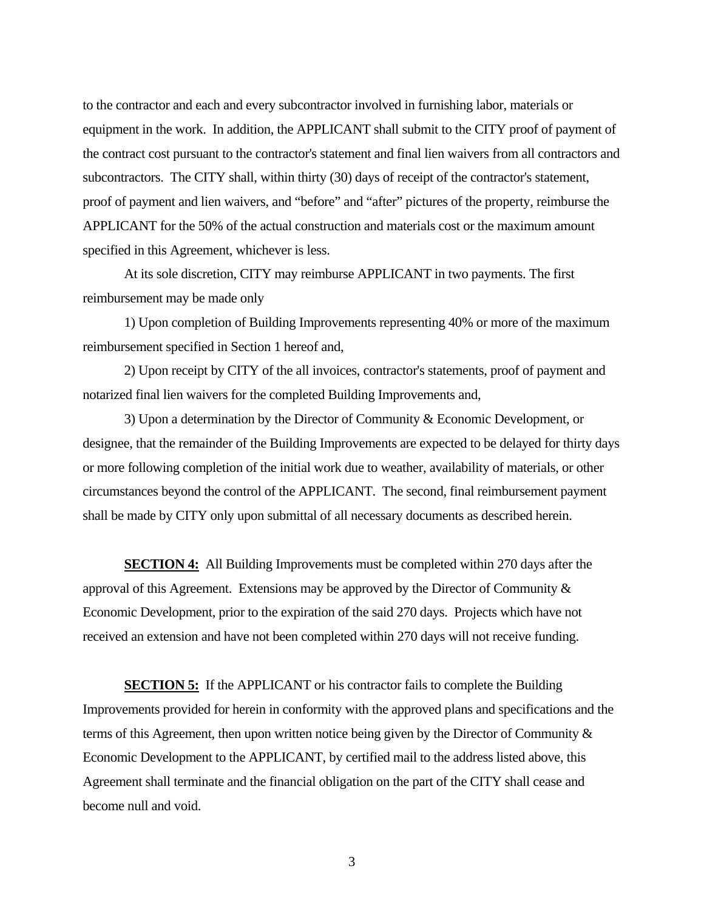to the contractor and each and every subcontractor involved in furnishing labor, materials or equipment in the work. In addition, the APPLICANT shall submit to the CITY proof of payment of the contract cost pursuant to the contractor's statement and final lien waivers from all contractors and subcontractors. The CITY shall, within thirty (30) days of receipt of the contractor's statement, proof of payment and lien waivers, and "before" and "after" pictures of the property, reimburse the APPLICANT for the 50% of the actual construction and materials cost or the maximum amount specified in this Agreement, whichever is less.

At its sole discretion, CITY may reimburse APPLICANT in two payments. The first reimbursement may be made only

1) Upon completion of Building Improvements representing 40% or more of the maximum reimbursement specified in Section 1 hereof and,

2) Upon receipt by CITY of the all invoices, contractor's statements, proof of payment and notarized final lien waivers for the completed Building Improvements and,

3) Upon a determination by the Director of Community & Economic Development, or designee, that the remainder of the Building Improvements are expected to be delayed for thirty days or more following completion of the initial work due to weather, availability of materials, or other circumstances beyond the control of the APPLICANT. The second, final reimbursement payment shall be made by CITY only upon submittal of all necessary documents as described herein.

**SECTION 4:** All Building Improvements must be completed within 270 days after the approval of this Agreement. Extensions may be approved by the Director of Community & Economic Development, prior to the expiration of the said 270 days. Projects which have not received an extension and have not been completed within 270 days will not receive funding.

**SECTION 5:** If the APPLICANT or his contractor fails to complete the Building Improvements provided for herein in conformity with the approved plans and specifications and the terms of this Agreement, then upon written notice being given by the Director of Community & Economic Development to the APPLICANT, by certified mail to the address listed above, this Agreement shall terminate and the financial obligation on the part of the CITY shall cease and become null and void.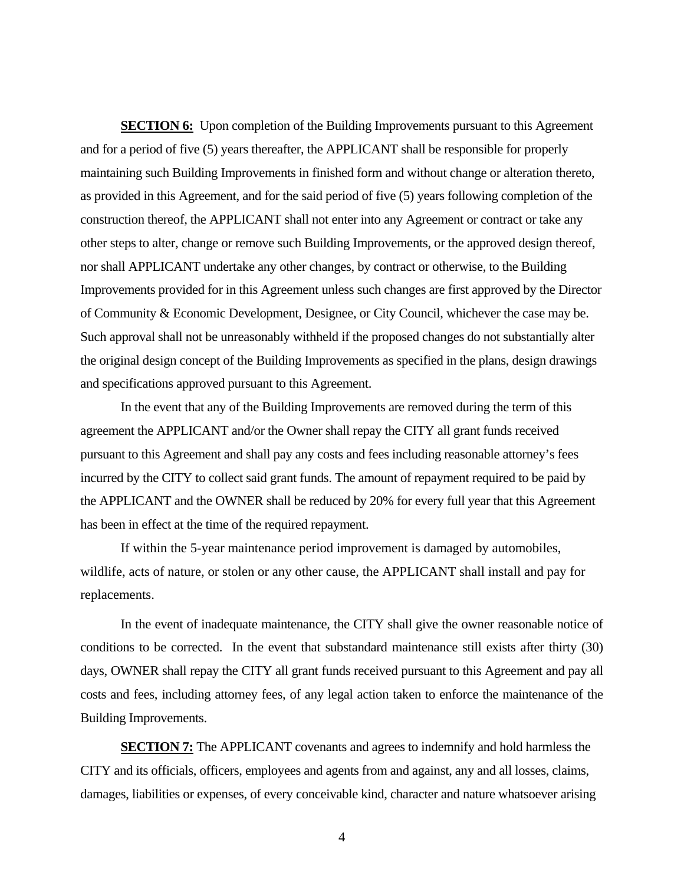**SECTION 6:** Upon completion of the Building Improvements pursuant to this Agreement and for a period of five (5) years thereafter, the APPLICANT shall be responsible for properly maintaining such Building Improvements in finished form and without change or alteration thereto, as provided in this Agreement, and for the said period of five (5) years following completion of the construction thereof, the APPLICANT shall not enter into any Agreement or contract or take any other steps to alter, change or remove such Building Improvements, or the approved design thereof, nor shall APPLICANT undertake any other changes, by contract or otherwise, to the Building Improvements provided for in this Agreement unless such changes are first approved by the Director of Community & Economic Development, Designee, or City Council, whichever the case may be. Such approval shall not be unreasonably withheld if the proposed changes do not substantially alter the original design concept of the Building Improvements as specified in the plans, design drawings and specifications approved pursuant to this Agreement.

In the event that any of the Building Improvements are removed during the term of this agreement the APPLICANT and/or the Owner shall repay the CITY all grant funds received pursuant to this Agreement and shall pay any costs and fees including reasonable attorney's fees incurred by the CITY to collect said grant funds. The amount of repayment required to be paid by the APPLICANT and the OWNER shall be reduced by 20% for every full year that this Agreement has been in effect at the time of the required repayment.

If within the 5-year maintenance period improvement is damaged by automobiles, wildlife, acts of nature, or stolen or any other cause, the APPLICANT shall install and pay for replacements.

In the event of inadequate maintenance, the CITY shall give the owner reasonable notice of conditions to be corrected. In the event that substandard maintenance still exists after thirty (30) days, OWNER shall repay the CITY all grant funds received pursuant to this Agreement and pay all costs and fees, including attorney fees, of any legal action taken to enforce the maintenance of the Building Improvements.

**SECTION 7:** The APPLICANT covenants and agrees to indemnify and hold harmless the CITY and its officials, officers, employees and agents from and against, any and all losses, claims, damages, liabilities or expenses, of every conceivable kind, character and nature whatsoever arising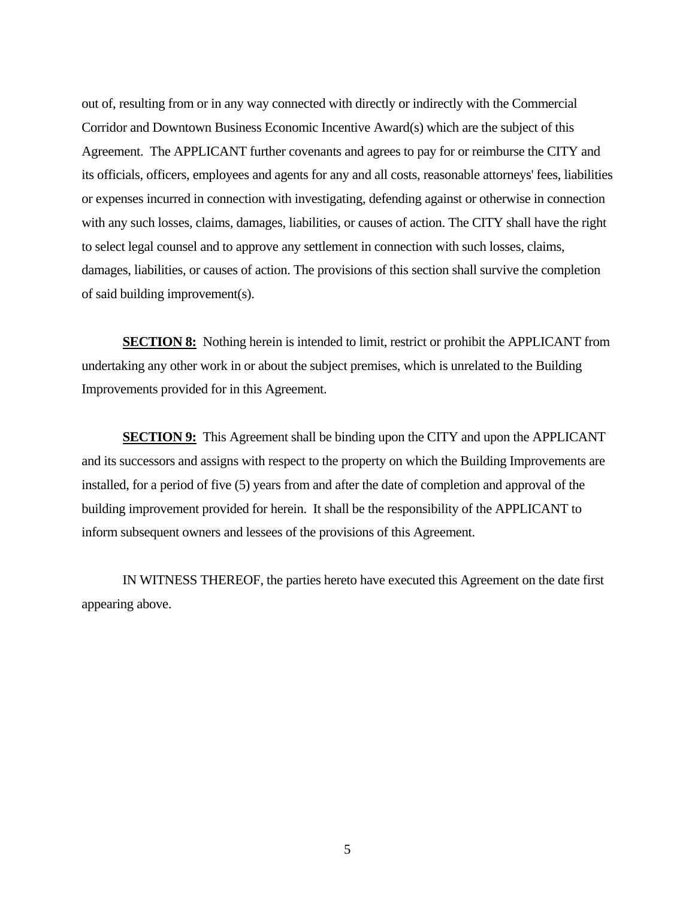out of, resulting from or in any way connected with directly or indirectly with the Commercial Corridor and Downtown Business Economic Incentive Award(s) which are the subject of this Agreement. The APPLICANT further covenants and agrees to pay for or reimburse the CITY and its officials, officers, employees and agents for any and all costs, reasonable attorneys' fees, liabilities or expenses incurred in connection with investigating, defending against or otherwise in connection with any such losses, claims, damages, liabilities, or causes of action. The CITY shall have the right to select legal counsel and to approve any settlement in connection with such losses, claims, damages, liabilities, or causes of action. The provisions of this section shall survive the completion of said building improvement(s).

**SECTION 8:** Nothing herein is intended to limit, restrict or prohibit the APPLICANT from undertaking any other work in or about the subject premises, which is unrelated to the Building Improvements provided for in this Agreement.

**SECTION 9:** This Agreement shall be binding upon the CITY and upon the APPLICANT and its successors and assigns with respect to the property on which the Building Improvements are installed, for a period of five (5) years from and after the date of completion and approval of the building improvement provided for herein. It shall be the responsibility of the APPLICANT to inform subsequent owners and lessees of the provisions of this Agreement.

IN WITNESS THEREOF, the parties hereto have executed this Agreement on the date first appearing above.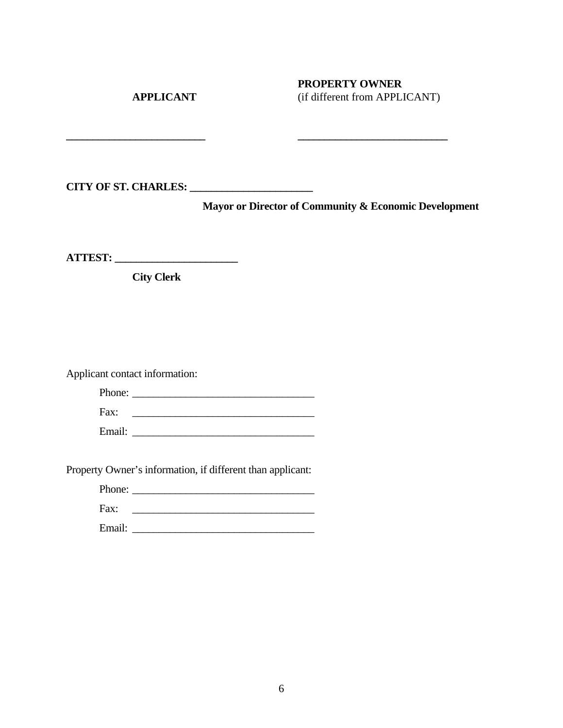| **APPLICANT** | **PROPERTY OWNER** (if different from APPLICANT) |
| --- | --- |
| ___________________________ | ___________________________ |

**CITY OF ST. CHARLES: ______________________**

**Mayor or Director of Community & Economic Development**

**ATTEST: ______________________**

**City Clerk**

Applicant contact information:

Phone: __________________________________

Fax: __________________________________

Email: __________________________________

Property Owner's information, if different than applicant:

Phone: __________________________________

Fax: __________________________________

Email: __________________________________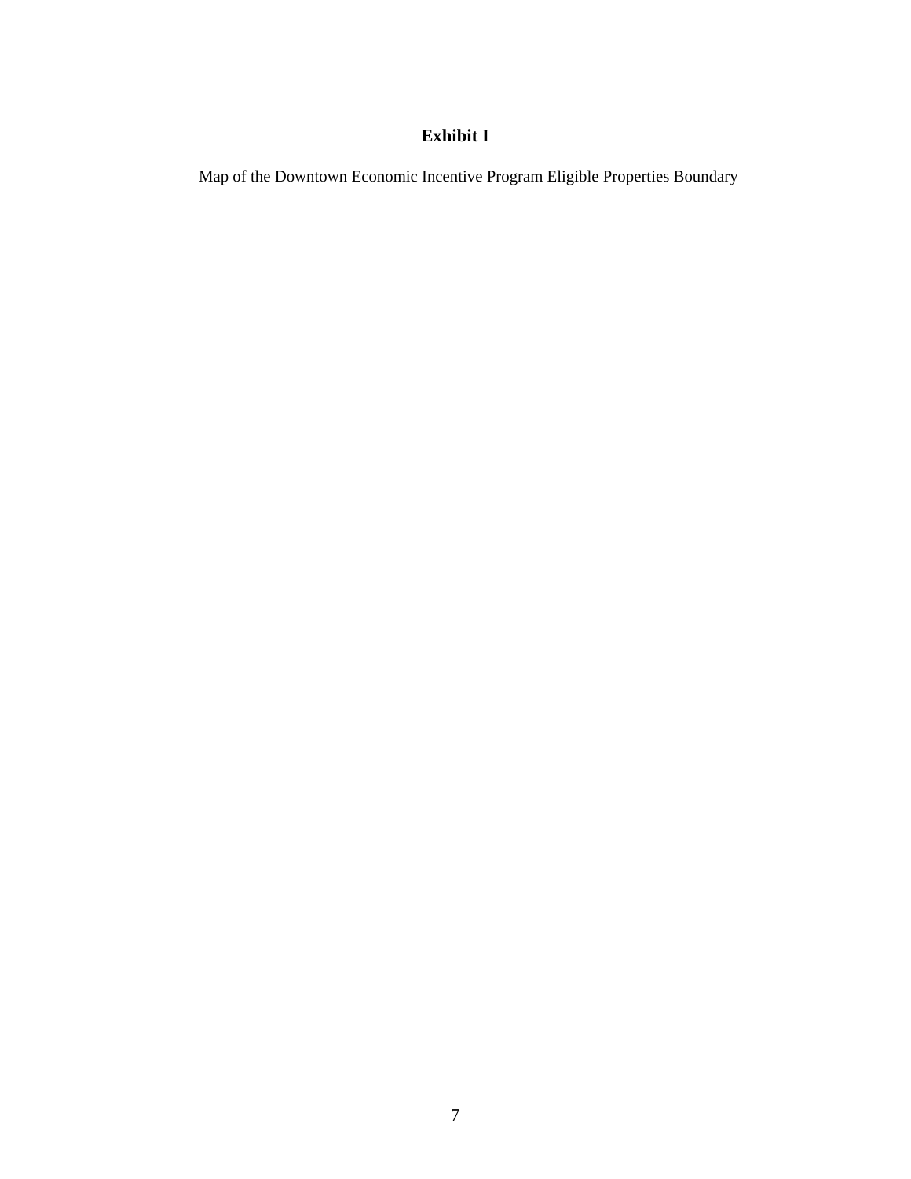# Exhibit I

Map of the Downtown Economic Incentive Program Eligible Properties Boundary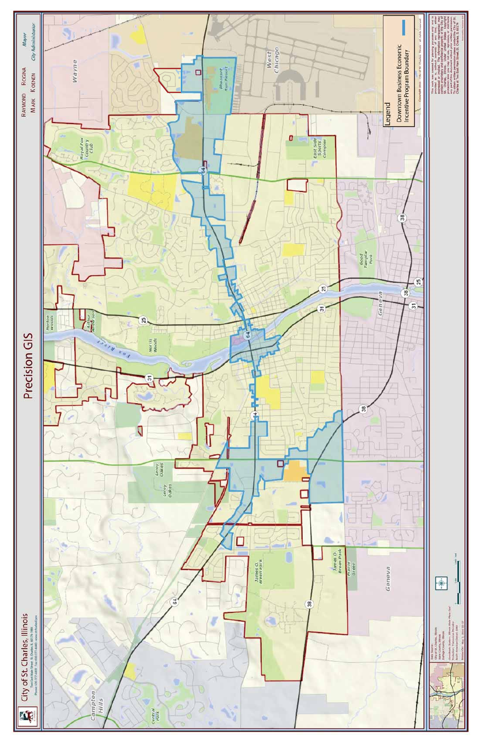# City of St. Charles, Illinois

Two East Main Street St. Charles IL 60174-1984
Phone: 630-377-4400 Fax: 630-377-4440 www.stcharlesil.gov

## Precision GIS

RAYMOND ROGINA — *Mayor*
MARK KOENEN — *City Administrator*

**Legend**

Downtown Business Economic Incentive Program Boundary

Wayne

West Chicago

Pheasant Run Resort

Royal Fox Country Club

East Side Sports Complex

Good Templar Park

Geneva

Norton Woods

Arthur Anderson

Fox River

Norris Woods

Leroy Oakes

James O. Breen Park

Prairie Green

Campton Hills

Central Park

Copyright 2016 - City of St. Charles, Illinois - all rights reserved

This work was created for planning purposes only and is provided as is, without warranty of any kind, either expressed or implied. The information represented may contain proprietary and confidential property of the City of St. Charles, Illinois. Under United States Copyright protection laws you may not use, reproduce, or distribute any part of this document without prior written permission. To obtain written permission please contact the City of St. Charles at Two East Main Street, St. Charles, IL 60174.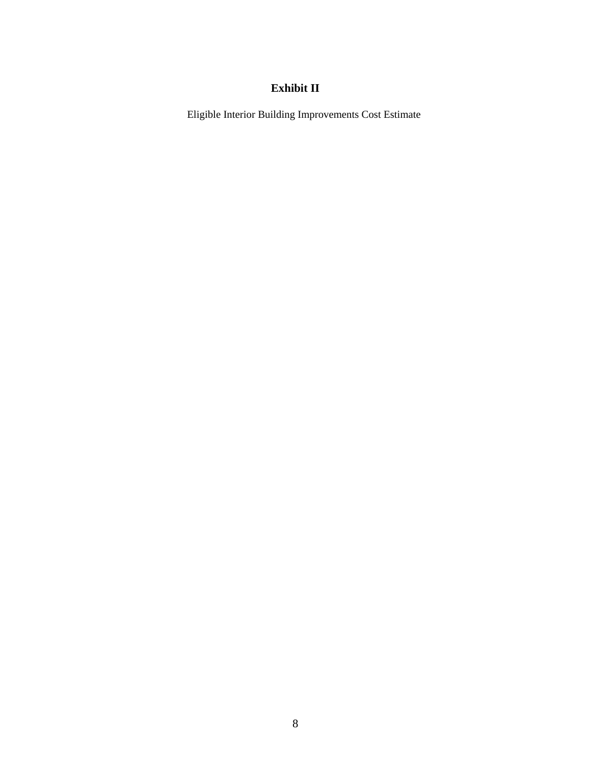# Exhibit II

Eligible Interior Building Improvements Cost Estimate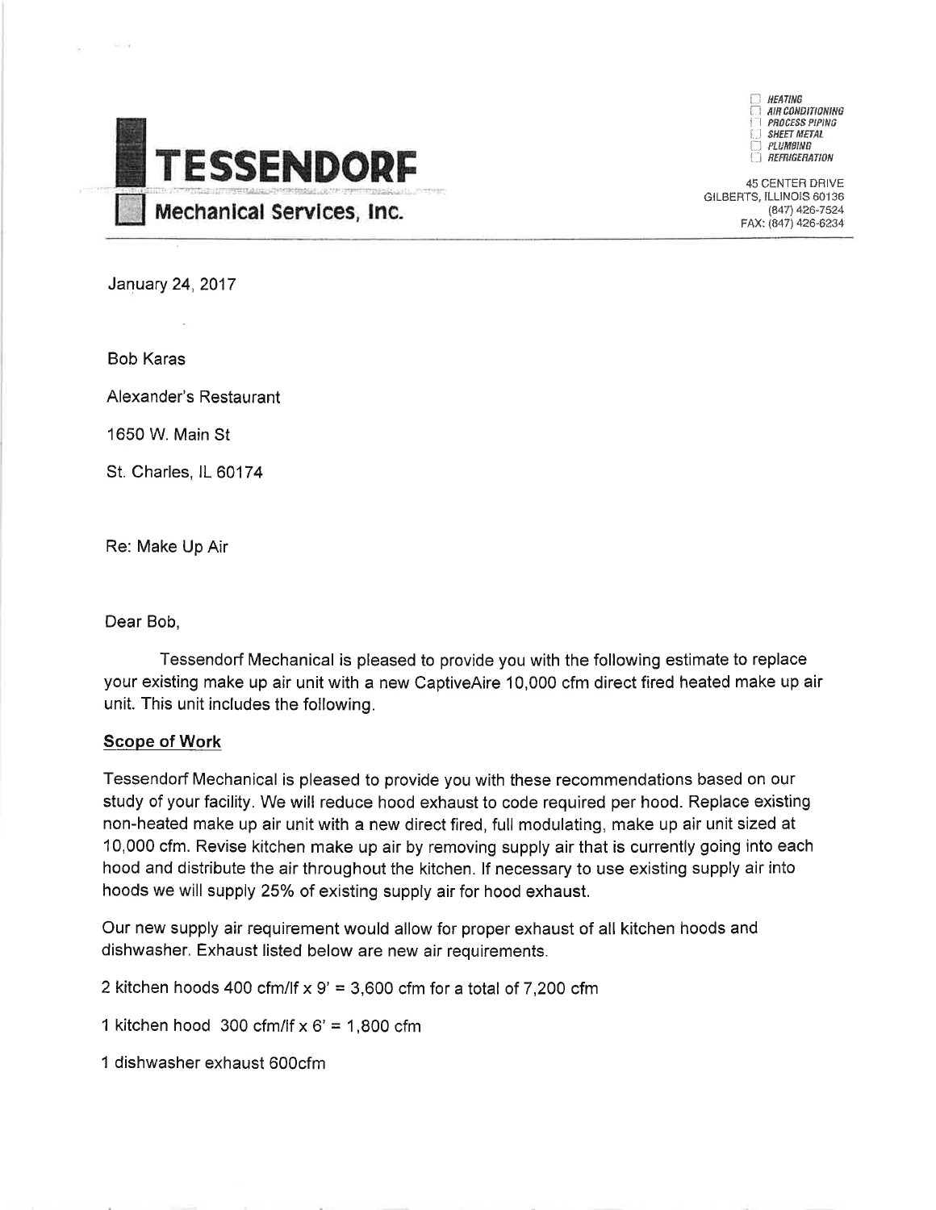# TESSENDORF

## Mechanical Services, Inc.

- HEATING
- AIR CONDITIONING
- PROCESS PIPING
- SHEET METAL
- PLUMBING
- REFRIGERATION

45 CENTER DRIVE
GILBERTS, ILLINOIS 60136
(847) 426-7524
FAX: (847) 426-6234

January 24, 2017

Bob Karas

Alexander's Restaurant

1650 W. Main St

St. Charles, IL 60174

Re: Make Up Air

Dear Bob,

Tessendorf Mechanical is pleased to provide you with the following estimate to replace your existing make up air unit with a new CaptiveAire 10,000 cfm direct fired heated make up air unit. This unit includes the following.

**Scope of Work**

Tessendorf Mechanical is pleased to provide you with these recommendations based on our study of your facility. We will reduce hood exhaust to code required per hood. Replace existing non-heated make up air unit with a new direct fired, full modulating, make up air unit sized at 10,000 cfm. Revise kitchen make up air by removing supply air that is currently going into each hood and distribute the air throughout the kitchen. If necessary to use existing supply air into hoods we will supply 25% of existing supply air for hood exhaust.

Our new supply air requirement would allow for proper exhaust of all kitchen hoods and dishwasher. Exhaust listed below are new air requirements.

2 kitchen hoods 400 cfm/lf x 9' = 3,600 cfm for a total of 7,200 cfm

1 kitchen hood 300 cfm/lf x 6' = 1,800 cfm

1 dishwasher exhaust 600cfm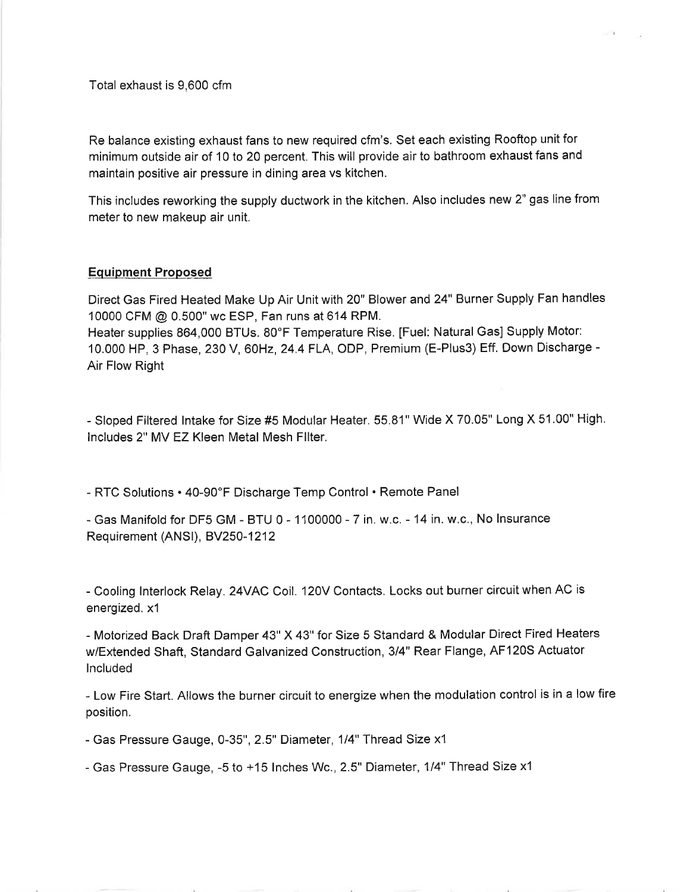Total exhaust is 9,600 cfm

Re balance existing exhaust fans to new required cfm's. Set each existing Rooftop unit for minimum outside air of 10 to 20 percent. This will provide air to bathroom exhaust fans and maintain positive air pressure in dining area vs kitchen.

This includes reworking the supply ductwork in the kitchen. Also includes new 2" gas line from meter to new makeup air unit.

**Equipment Proposed**

Direct Gas Fired Heated Make Up Air Unit with 20" Blower and 24" Burner Supply Fan handles 10000 CFM @ 0.500" wc ESP, Fan runs at 614 RPM.
Heater supplies 864,000 BTUs. 80°F Temperature Rise. [Fuel: Natural Gas] Supply Motor: 10.000 HP, 3 Phase, 230 V, 60Hz, 24.4 FLA, ODP, Premium (E-Plus3) Eff. Down Discharge - Air Flow Right

- Sloped Filtered Intake for Size #5 Modular Heater. 55.81" Wide X 70.05" Long X 51.00" High. Includes 2" MV EZ Kleen Metal Mesh FIlter.

- RTC Solutions • 40-90°F Discharge Temp Control • Remote Panel

- Gas Manifold for DF5 GM - BTU 0 - 1100000 - 7 in. w.c. - 14 in. w.c., No Insurance Requirement (ANSI), BV250-1212

- Cooling Interlock Relay. 24VAC Coil. 120V Contacts. Locks out burner circuit when AC is energized. x1

- Motorized Back Draft Damper 43" X 43" for Size 5 Standard & Modular Direct Fired Heaters w/Extended Shaft, Standard Galvanized Construction, 3/4" Rear Flange, AF120S Actuator Included

- Low Fire Start. Allows the burner circuit to energize when the modulation control is in a low fire position.

- Gas Pressure Gauge, 0-35", 2.5" Diameter, 1/4" Thread Size x1

- Gas Pressure Gauge, -5 to +15 Inches Wc., 2.5" Diameter, 1/4" Thread Size x1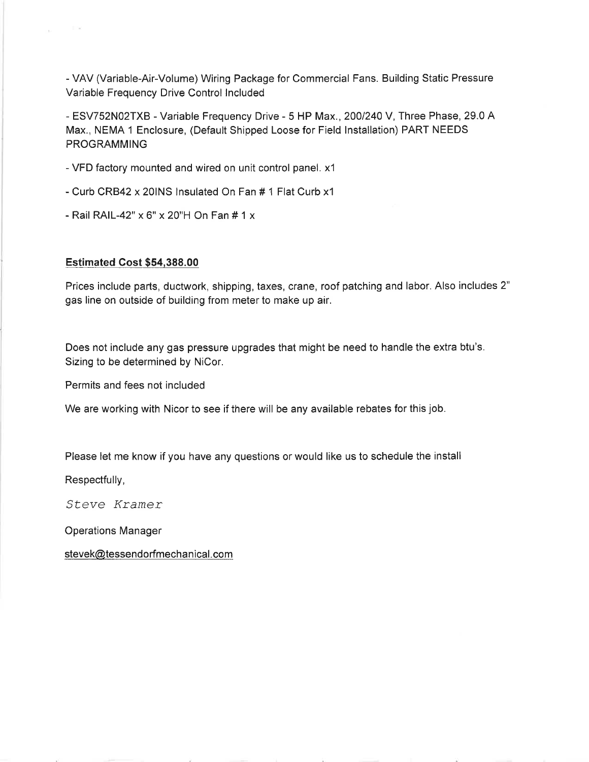- VAV (Variable-Air-Volume) Wiring Package for Commercial Fans. Building Static Pressure Variable Frequency Drive Control Included

- ESV752N02TXB - Variable Frequency Drive - 5 HP Max., 200/240 V, Three Phase, 29.0 A Max., NEMA 1 Enclosure, (Default Shipped Loose for Field Installation) PART NEEDS PROGRAMMING

- VFD factory mounted and wired on unit control panel. x1

- Curb CRB42 x 20INS Insulated On Fan # 1 Flat Curb x1

- Rail RAIL-42" x 6" x 20"H On Fan # 1 x

**Estimated Cost $54,388.00**

Prices include parts, ductwork, shipping, taxes, crane, roof patching and labor. Also includes 2" gas line on outside of building from meter to make up air.

Does not include any gas pressure upgrades that might be need to handle the extra btu's. Sizing to be determined by NiCor.

Permits and fees not included

We are working with Nicor to see if there will be any available rebates for this job.

Please let me know if you have any questions or would like us to schedule the install

Respectfully,

*Steve Kramer*

Operations Manager

stevek@tessendorfmechanical.com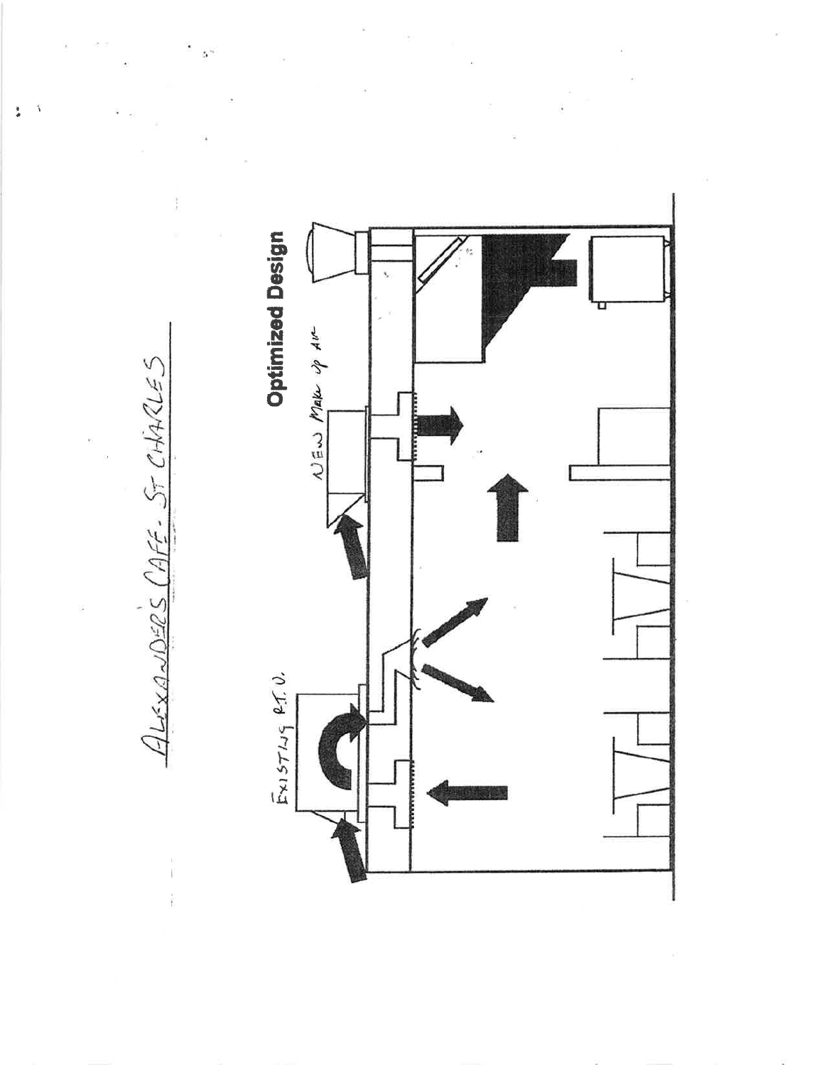ALEXANDER'S CAFE - ST CHARLES

**Optimized Design**

EXISTING R.T.U.

NEW MAKE UP AIR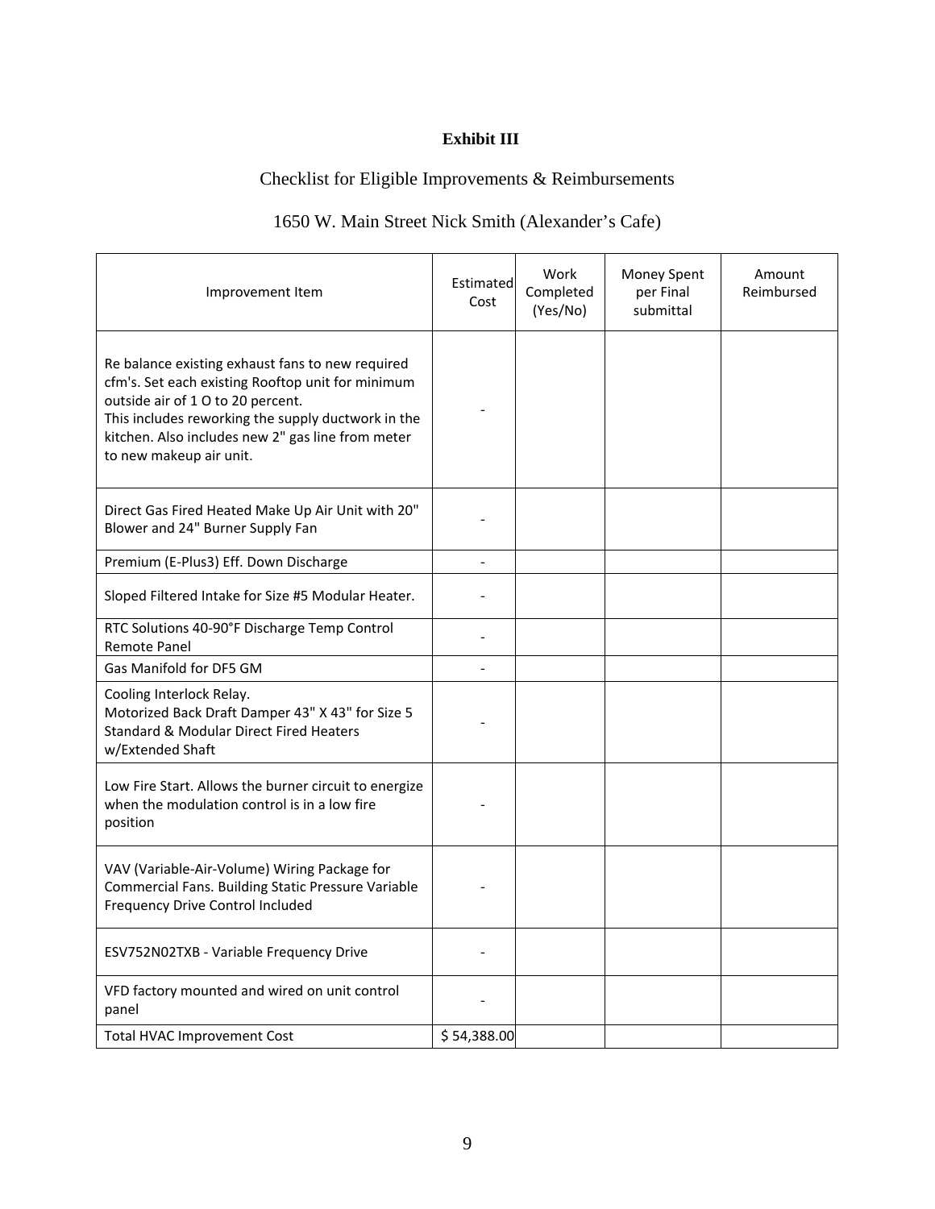**Exhibit III**

Checklist for Eligible Improvements & Reimbursements

1650 W. Main Street Nick Smith (Alexander's Cafe)

| Improvement Item | Estimated Cost | Work Completed (Yes/No) | Money Spent per Final submittal | Amount Reimbursed |
|---|---|---|---|---|
| Re balance existing exhaust fans to new required cfm's. Set each existing Rooftop unit for minimum outside air of 1 O to 20 percent. This includes reworking the supply ductwork in the kitchen. Also includes new 2" gas line from meter to new makeup air unit. | - | | | |
| Direct Gas Fired Heated Make Up Air Unit with 20" Blower and 24" Burner Supply Fan | - | | | |
| Premium (E-Plus3) Eff. Down Discharge | - | | | |
| Sloped Filtered Intake for Size #5 Modular Heater. | - | | | |
| RTC Solutions 40-90°F Discharge Temp Control Remote Panel | - | | | |
| Gas Manifold for DF5 GM | - | | | |
| Cooling Interlock Relay. Motorized Back Draft Damper 43" X 43" for Size 5 Standard & Modular Direct Fired Heaters w/Extended Shaft | - | | | |
| Low Fire Start. Allows the burner circuit to energize when the modulation control is in a low fire position | - | | | |
| VAV (Variable-Air-Volume) Wiring Package for Commercial Fans. Building Static Pressure Variable Frequency Drive Control Included | - | | | |
| ESV752N02TXB - Variable Frequency Drive | - | | | |
| VFD factory mounted and wired on unit control panel | - | | | |
| Total HVAC Improvement Cost | $ 54,388.00 | | | |